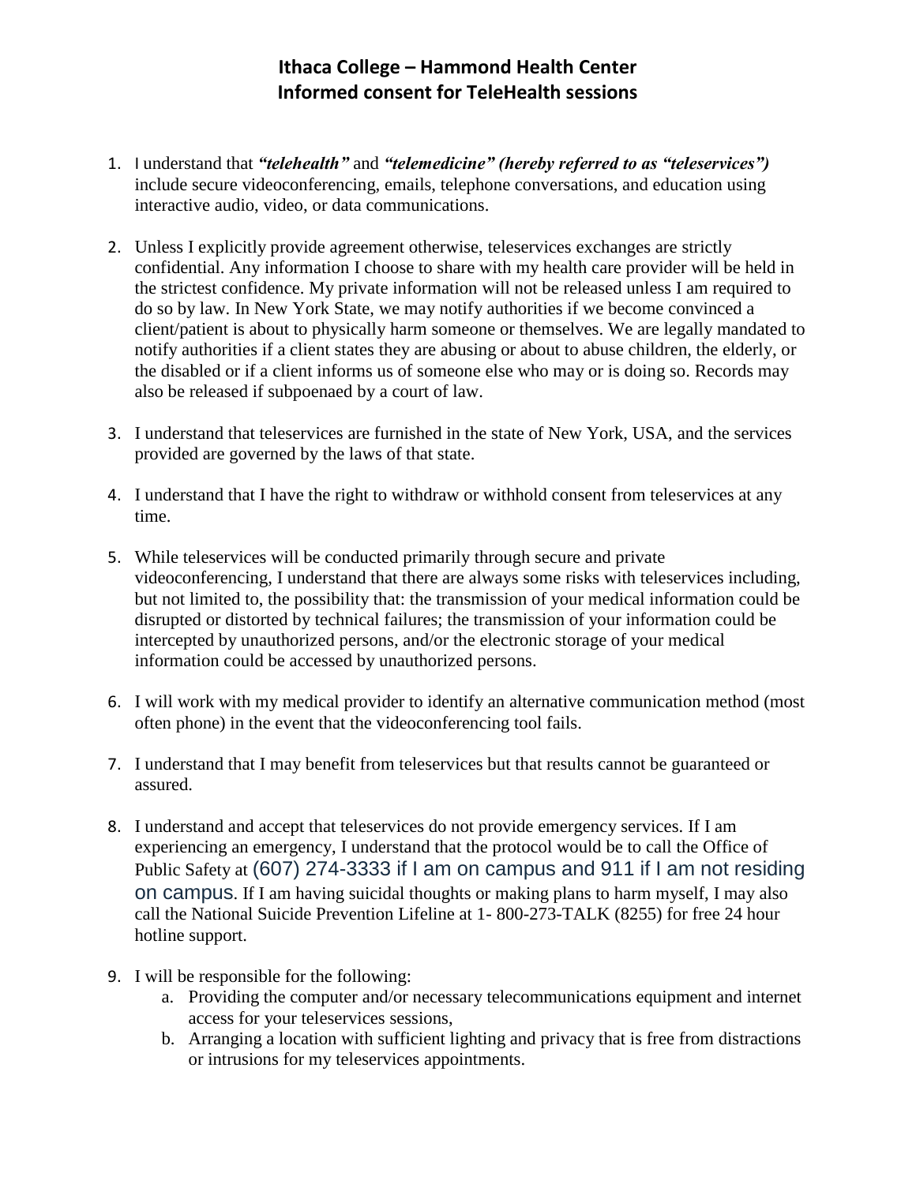# Ithaca College – Hammond Health Center
# Informed consent for TeleHealth sessions

1. I understand that ***"telehealth"*** and ***"telemedicine" (hereby referred to as "teleservices")*** include secure videoconferencing, emails, telephone conversations, and education using interactive audio, video, or data communications.

2. Unless I explicitly provide agreement otherwise, teleservices exchanges are strictly confidential. Any information I choose to share with my health care provider will be held in the strictest confidence. My private information will not be released unless I am required to do so by law. In New York State, we may notify authorities if we become convinced a client/patient is about to physically harm someone or themselves. We are legally mandated to notify authorities if a client states they are abusing or about to abuse children, the elderly, or the disabled or if a client informs us of someone else who may or is doing so. Records may also be released if subpoenaed by a court of law.

3. I understand that teleservices are furnished in the state of New York, USA, and the services provided are governed by the laws of that state.

4. I understand that I have the right to withdraw or withhold consent from teleservices at any time.

5. While teleservices will be conducted primarily through secure and private videoconferencing, I understand that there are always some risks with teleservices including, but not limited to, the possibility that: the transmission of your medical information could be disrupted or distorted by technical failures; the transmission of your information could be intercepted by unauthorized persons, and/or the electronic storage of your medical information could be accessed by unauthorized persons.

6. I will work with my medical provider to identify an alternative communication method (most often phone) in the event that the videoconferencing tool fails.

7. I understand that I may benefit from teleservices but that results cannot be guaranteed or assured.

8. I understand and accept that teleservices do not provide emergency services. If I am experiencing an emergency, I understand that the protocol would be to call the Office of Public Safety at (607) 274-3333 if I am on campus and 911 if I am not residing on campus. If I am having suicidal thoughts or making plans to harm myself, I may also call the National Suicide Prevention Lifeline at 1- 800-273-TALK (8255) for free 24 hour hotline support.

9. I will be responsible for the following:
   a. Providing the computer and/or necessary telecommunications equipment and internet access for your teleservices sessions,
   b. Arranging a location with sufficient lighting and privacy that is free from distractions or intrusions for my teleservices appointments.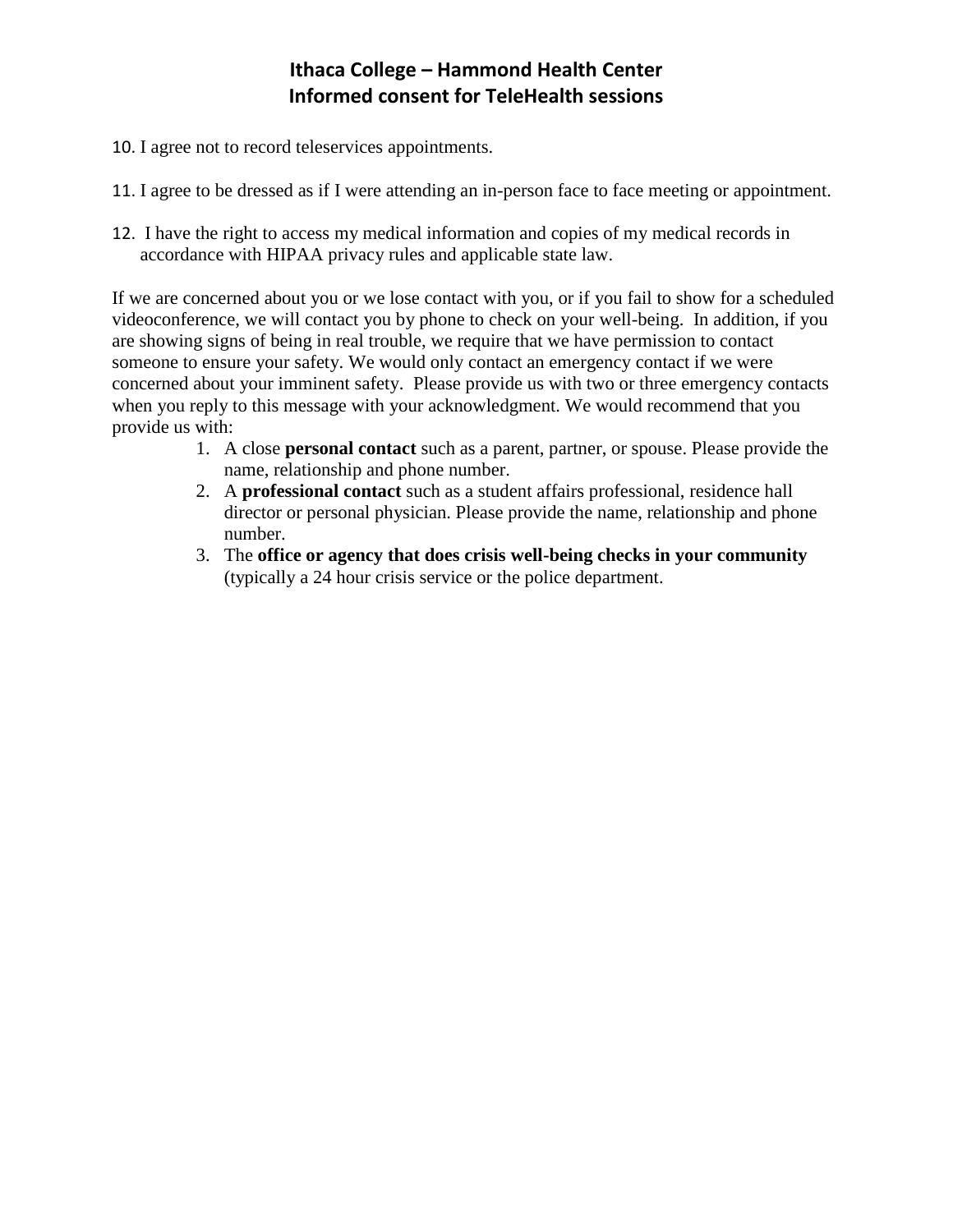# Ithaca College – Hammond Health Center
# Informed consent for TeleHealth sessions

10. I agree not to record teleservices appointments.

11. I agree to be dressed as if I were attending an in-person face to face meeting or appointment.

12. I have the right to access my medical information and copies of my medical records in accordance with HIPAA privacy rules and applicable state law.

If we are concerned about you or we lose contact with you, or if you fail to show for a scheduled videoconference, we will contact you by phone to check on your well-being. In addition, if you are showing signs of being in real trouble, we require that we have permission to contact someone to ensure your safety. We would only contact an emergency contact if we were concerned about your imminent safety. Please provide us with two or three emergency contacts when you reply to this message with your acknowledgment. We would recommend that you provide us with:

1. A close **personal contact** such as a parent, partner, or spouse. Please provide the name, relationship and phone number.
2. A **professional contact** such as a student affairs professional, residence hall director or personal physician. Please provide the name, relationship and phone number.
3. The **office or agency that does crisis well-being checks in your community** (typically a 24 hour crisis service or the police department.